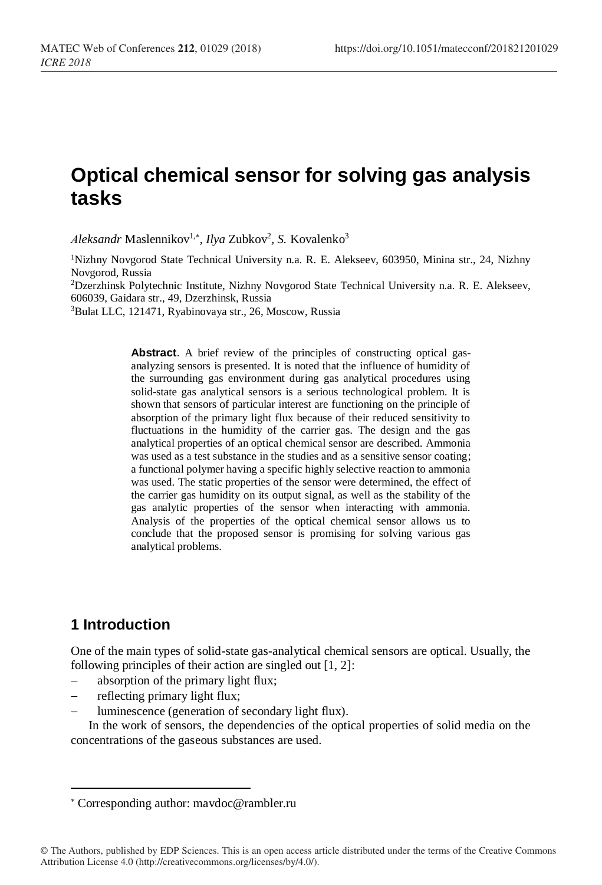# Optical chemical sensor for solving gas analysis tasks

*Aleksandr* Maslennikov[1,*], *Ilya* Zubkov[2], *S.* Kovalenko[3]

[1]Nizhny Novgorod State Technical University n.a. R. E. Alekseev, 603950, Minina str., 24, Nizhny Novgorod, Russia

[2]Dzerzhinsk Polytechnic Institute, Nizhny Novgorod State Technical University n.a. R. E. Alekseev, 606039, Gaidara str., 49, Dzerzhinsk, Russia

[3]Bulat LLC, 121471, Ryabinovaya str., 26, Moscow, Russia

**Abstract**. A brief review of the principles of constructing optical gas-analyzing sensors is presented. It is noted that the influence of humidity of the surrounding gas environment during gas analytical procedures using solid-state gas analytical sensors is a serious technological problem. It is shown that sensors of particular interest are functioning on the principle of absorption of the primary light flux because of their reduced sensitivity to fluctuations in the humidity of the carrier gas. The design and the gas analytical properties of an optical chemical sensor are described. Ammonia was used as a test substance in the studies and as a sensitive sensor coating; a functional polymer having a specific highly selective reaction to ammonia was used. The static properties of the sensor were determined, the effect of the carrier gas humidity on its output signal, as well as the stability of the gas analytic properties of the sensor when interacting with ammonia. Analysis of the properties of the optical chemical sensor allows us to conclude that the proposed sensor is promising for solving various gas analytical problems.

## 1 Introduction

One of the main types of solid-state gas-analytical chemical sensors are optical. Usually, the following principles of their action are singled out [1, 2]:

- absorption of the primary light flux;
- reflecting primary light flux;
- luminescence (generation of secondary light flux).

In the work of sensors, the dependencies of the optical properties of solid media on the concentrations of the gaseous substances are used.

* Corresponding author: mavdoc@rambler.ru

© The Authors, published by EDP Sciences. This is an open access article distributed under the terms of the Creative Commons Attribution License 4.0 (http://creativecommons.org/licenses/by/4.0/).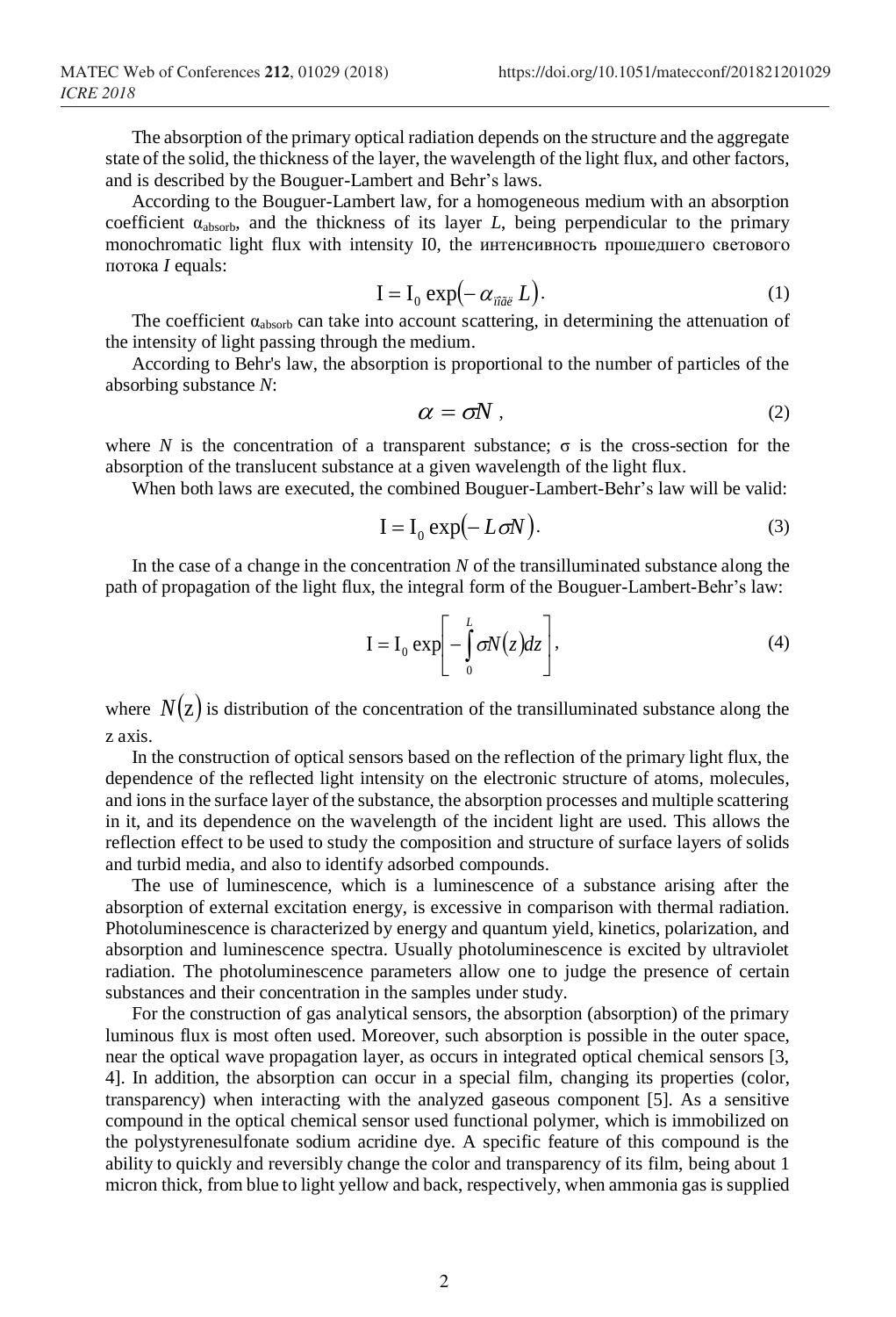The absorption of the primary optical radiation depends on the structure and the aggregate state of the solid, the thickness of the layer, the wavelength of the light flux, and other factors, and is described by the Bouguer-Lambert and Behr's laws.

According to the Bouguer-Lambert law, for a homogeneous medium with an absorption coefficient $\alpha_{absorb}$, and the thickness of its layer *L*, being perpendicular to the primary monochromatic light flux with intensity I0, the интенсивность прошедшего светового потока *I* equals:

$$\mathrm{I} = \mathrm{I}_0 \exp(-\alpha_{\text{ïîãë}} L). \tag{1}$$

The coefficient $\alpha_{absorb}$ can take into account scattering, in determining the attenuation of the intensity of light passing through the medium.

According to Behr's law, the absorption is proportional to the number of particles of the absorbing substance *N*:

$$\alpha = \sigma N, \tag{2}$$

where *N* is the concentration of a transparent substance; σ is the cross-section for the absorption of the translucent substance at a given wavelength of the light flux.

When both laws are executed, the combined Bouguer-Lambert-Behr's law will be valid:

$$\mathrm{I} = \mathrm{I}_0 \exp(-L\sigma N). \tag{3}$$

In the case of a change in the concentration *N* of the transilluminated substance along the path of propagation of the light flux, the integral form of the Bouguer-Lambert-Behr's law:

$$\mathrm{I} = \mathrm{I}_0 \exp\left[-\int_0^L \sigma N(z) dz\right], \tag{4}$$

where $N(z)$ is distribution of the concentration of the transilluminated substance along the z axis.

In the construction of optical sensors based on the reflection of the primary light flux, the dependence of the reflected light intensity on the electronic structure of atoms, molecules, and ions in the surface layer of the substance, the absorption processes and multiple scattering in it, and its dependence on the wavelength of the incident light are used. This allows the reflection effect to be used to study the composition and structure of surface layers of solids and turbid media, and also to identify adsorbed compounds.

The use of luminescence, which is a luminescence of a substance arising after the absorption of external excitation energy, is excessive in comparison with thermal radiation. Photoluminescence is characterized by energy and quantum yield, kinetics, polarization, and absorption and luminescence spectra. Usually photoluminescence is excited by ultraviolet radiation. The photoluminescence parameters allow one to judge the presence of certain substances and their concentration in the samples under study.

For the construction of gas analytical sensors, the absorption (absorption) of the primary luminous flux is most often used. Moreover, such absorption is possible in the outer space, near the optical wave propagation layer, as occurs in integrated optical chemical sensors [3, 4]. In addition, the absorption can occur in a special film, changing its properties (color, transparency) when interacting with the analyzed gaseous component [5]. As a sensitive compound in the optical chemical sensor used functional polymer, which is immobilized on the polystyrenesulfonate sodium acridine dye. A specific feature of this compound is the ability to quickly and reversibly change the color and transparency of its film, being about 1 micron thick, from blue to light yellow and back, respectively, when ammonia gas is supplied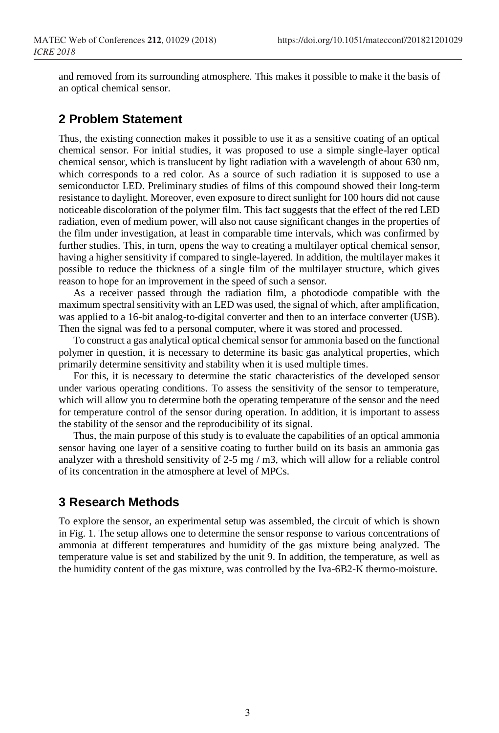and removed from its surrounding atmosphere. This makes it possible to make it the basis of an optical chemical sensor.

## 2 Problem Statement

Thus, the existing connection makes it possible to use it as a sensitive coating of an optical chemical sensor. For initial studies, it was proposed to use a simple single-layer optical chemical sensor, which is translucent by light radiation with a wavelength of about 630 nm, which corresponds to a red color. As a source of such radiation it is supposed to use a semiconductor LED. Preliminary studies of films of this compound showed their long-term resistance to daylight. Moreover, even exposure to direct sunlight for 100 hours did not cause noticeable discoloration of the polymer film. This fact suggests that the effect of the red LED radiation, even of medium power, will also not cause significant changes in the properties of the film under investigation, at least in comparable time intervals, which was confirmed by further studies. This, in turn, opens the way to creating a multilayer optical chemical sensor, having a higher sensitivity if compared to single-layered. In addition, the multilayer makes it possible to reduce the thickness of a single film of the multilayer structure, which gives reason to hope for an improvement in the speed of such a sensor.

As a receiver passed through the radiation film, a photodiode compatible with the maximum spectral sensitivity with an LED was used, the signal of which, after amplification, was applied to a 16-bit analog-to-digital converter and then to an interface converter (USB). Then the signal was fed to a personal computer, where it was stored and processed.

To construct a gas analytical optical chemical sensor for ammonia based on the functional polymer in question, it is necessary to determine its basic gas analytical properties, which primarily determine sensitivity and stability when it is used multiple times.

For this, it is necessary to determine the static characteristics of the developed sensor under various operating conditions. To assess the sensitivity of the sensor to temperature, which will allow you to determine both the operating temperature of the sensor and the need for temperature control of the sensor during operation. In addition, it is important to assess the stability of the sensor and the reproducibility of its signal.

Thus, the main purpose of this study is to evaluate the capabilities of an optical ammonia sensor having one layer of a sensitive coating to further build on its basis an ammonia gas analyzer with a threshold sensitivity of 2-5 mg / m3, which will allow for a reliable control of its concentration in the atmosphere at level of MPCs.

## 3 Research Methods

To explore the sensor, an experimental setup was assembled, the circuit of which is shown in Fig. 1. The setup allows one to determine the sensor response to various concentrations of ammonia at different temperatures and humidity of the gas mixture being analyzed. The temperature value is set and stabilized by the unit 9. In addition, the temperature, as well as the humidity content of the gas mixture, was controlled by the Iva-6B2-K thermo-moisture.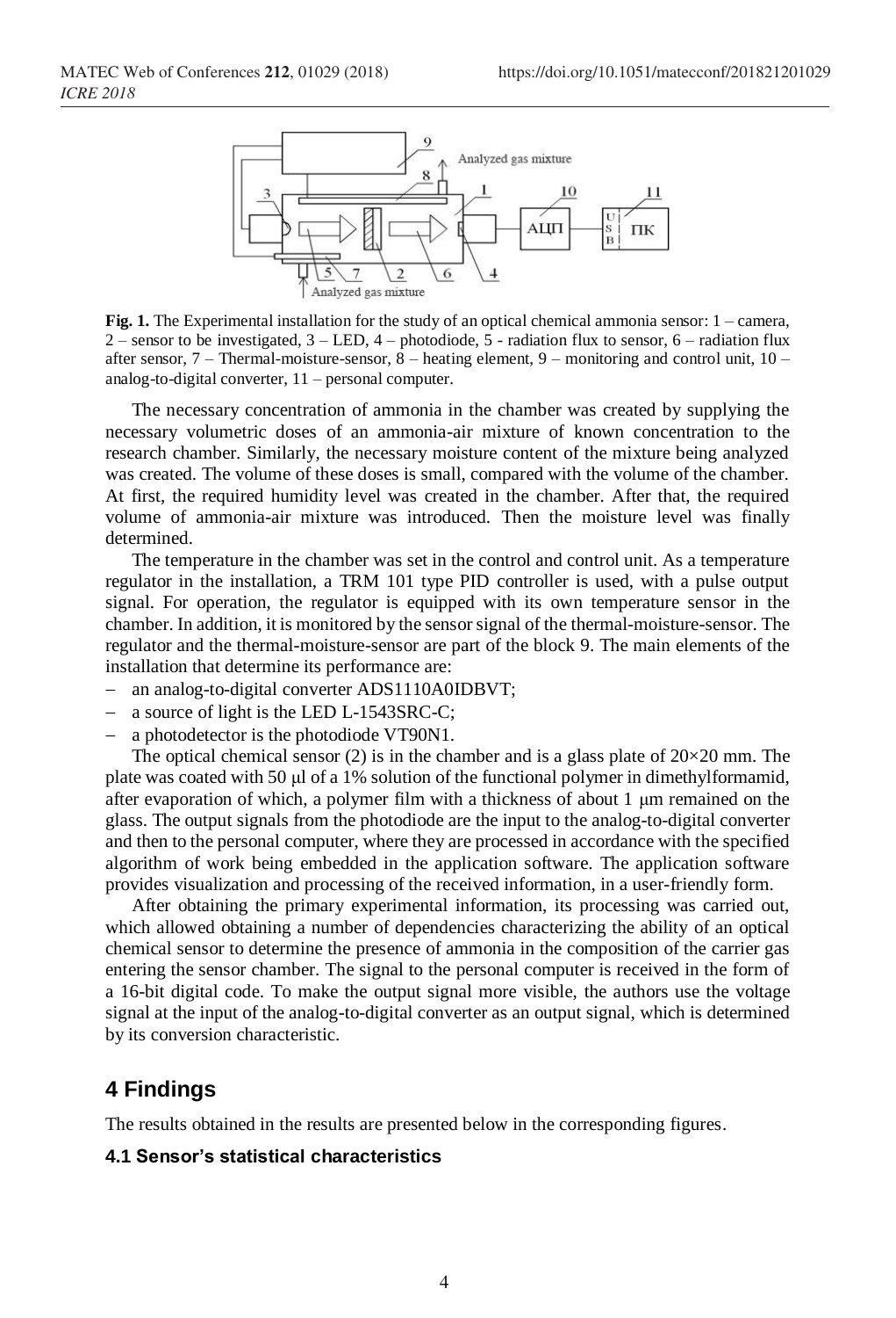**Fig. 1.** The Experimental installation for the study of an optical chemical ammonia sensor: 1 – camera, 2 – sensor to be investigated, 3 – LED, 4 – photodiode, 5 - radiation flux to sensor, 6 – radiation flux after sensor, 7 – Thermal-moisture-sensor, 8 – heating element, 9 – monitoring and control unit, 10 – analog-to-digital converter, 11 – personal computer.

The necessary concentration of ammonia in the chamber was created by supplying the necessary volumetric doses of an ammonia-air mixture of known concentration to the research chamber. Similarly, the necessary moisture content of the mixture being analyzed was created. The volume of these doses is small, compared with the volume of the chamber. At first, the required humidity level was created in the chamber. After that, the required volume of ammonia-air mixture was introduced. Then the moisture level was finally determined.

The temperature in the chamber was set in the control and control unit. As a temperature regulator in the installation, a TRM 101 type PID controller is used, with a pulse output signal. For operation, the regulator is equipped with its own temperature sensor in the chamber. In addition, it is monitored by the sensor signal of the thermal-moisture-sensor. The regulator and the thermal-moisture-sensor are part of the block 9. The main elements of the installation that determine its performance are:

- an analog-to-digital converter ADS1110A0IDBVT;
- a source of light is the LED L-1543SRC-C;
- a photodetector is the photodiode VT90N1.

The optical chemical sensor (2) is in the chamber and is a glass plate of 20×20 mm. The plate was coated with 50 μl of a 1% solution of the functional polymer in dimethylformamid, after evaporation of which, a polymer film with a thickness of about 1 μm remained on the glass. The output signals from the photodiode are the input to the analog-to-digital converter and then to the personal computer, where they are processed in accordance with the specified algorithm of work being embedded in the application software. The application software provides visualization and processing of the received information, in a user-friendly form.

After obtaining the primary experimental information, its processing was carried out, which allowed obtaining a number of dependencies characterizing the ability of an optical chemical sensor to determine the presence of ammonia in the composition of the carrier gas entering the sensor chamber. The signal to the personal computer is received in the form of a 16-bit digital code. To make the output signal more visible, the authors use the voltage signal at the input of the analog-to-digital converter as an output signal, which is determined by its conversion characteristic.

## 4 Findings

The results obtained in the results are presented below in the corresponding figures.

### 4.1 Sensor's statistical characteristics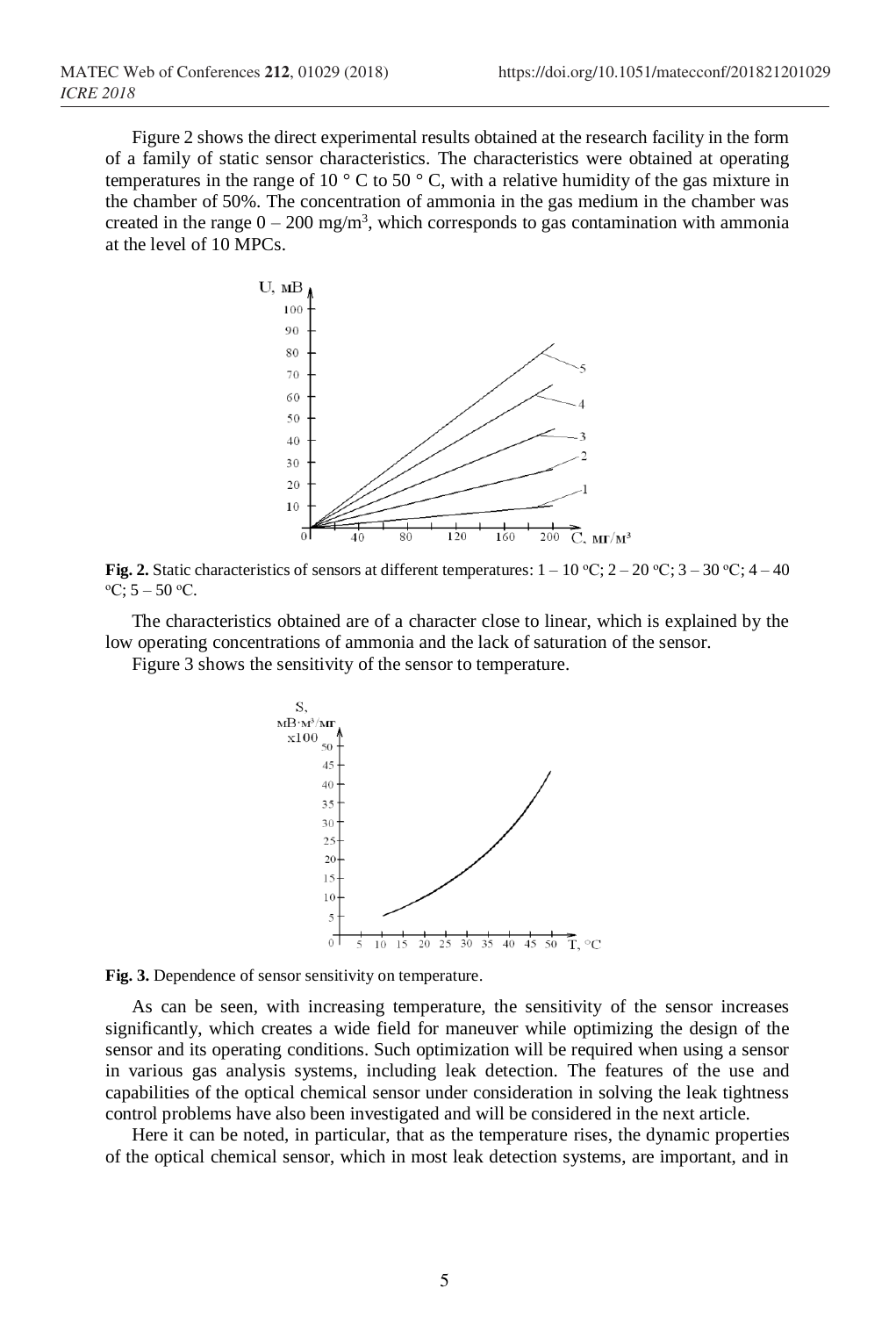Figure 2 shows the direct experimental results obtained at the research facility in the form of a family of static sensor characteristics. The characteristics were obtained at operating temperatures in the range of 10 ° C to 50 ° C, with a relative humidity of the gas mixture in the chamber of 50%. The concentration of ammonia in the gas medium in the chamber was created in the range 0 – 200 mg/m$^3$, which corresponds to gas contamination with ammonia at the level of 10 MPCs.

**Fig. 2.** Static characteristics of sensors at different temperatures: 1 – 10 °C; 2 – 20 °C; 3 – 30 °C; 4 – 40 °C; 5 – 50 °C.

The characteristics obtained are of a character close to linear, which is explained by the low operating concentrations of ammonia and the lack of saturation of the sensor.

Figure 3 shows the sensitivity of the sensor to temperature.

**Fig. 3.** Dependence of sensor sensitivity on temperature.

As can be seen, with increasing temperature, the sensitivity of the sensor increases significantly, which creates a wide field for maneuver while optimizing the design of the sensor and its operating conditions. Such optimization will be required when using a sensor in various gas analysis systems, including leak detection. The features of the use and capabilities of the optical chemical sensor under consideration in solving the leak tightness control problems have also been investigated and will be considered in the next article.

Here it can be noted, in particular, that as the temperature rises, the dynamic properties of the optical chemical sensor, which in most leak detection systems, are important, and in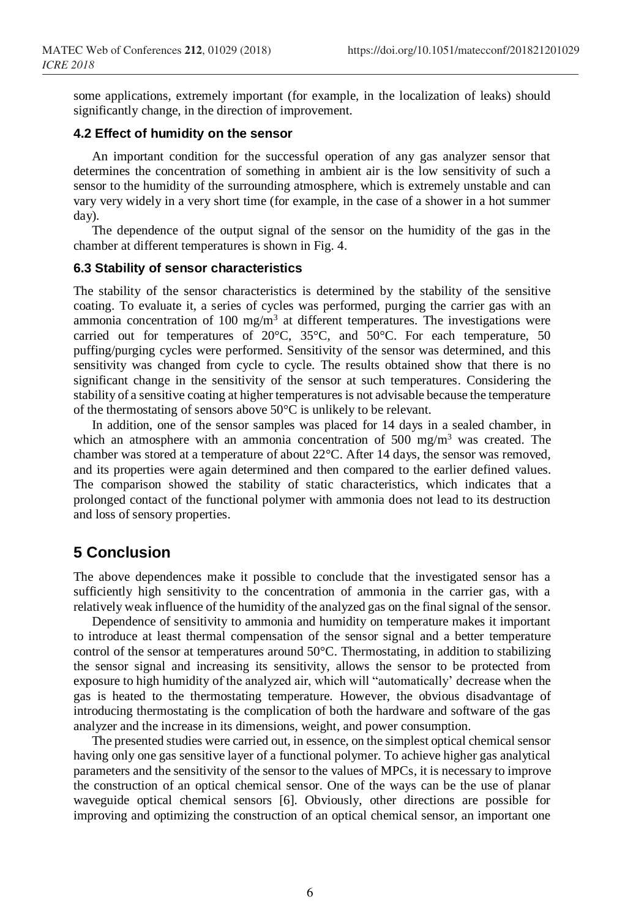some applications, extremely important (for example, in the localization of leaks) should significantly change, in the direction of improvement.

### 4.2 Effect of humidity on the sensor

An important condition for the successful operation of any gas analyzer sensor that determines the concentration of something in ambient air is the low sensitivity of such a sensor to the humidity of the surrounding atmosphere, which is extremely unstable and can vary very widely in a very short time (for example, in the case of a shower in a hot summer day).

The dependence of the output signal of the sensor on the humidity of the gas in the chamber at different temperatures is shown in Fig. 4.

### 6.3 Stability of sensor characteristics

The stability of the sensor characteristics is determined by the stability of the sensitive coating. To evaluate it, a series of cycles was performed, purging the carrier gas with an ammonia concentration of 100 mg/m$^3$ at different temperatures. The investigations were carried out for temperatures of 20°C, 35°C, and 50°C. For each temperature, 50 puffing/purging cycles were performed. Sensitivity of the sensor was determined, and this sensitivity was changed from cycle to cycle. The results obtained show that there is no significant change in the sensitivity of the sensor at such temperatures. Considering the stability of a sensitive coating at higher temperatures is not advisable because the temperature of the thermostating of sensors above 50°C is unlikely to be relevant.

In addition, one of the sensor samples was placed for 14 days in a sealed chamber, in which an atmosphere with an ammonia concentration of 500 mg/m$^3$ was created. The chamber was stored at a temperature of about 22°C. After 14 days, the sensor was removed, and its properties were again determined and then compared to the earlier defined values. The comparison showed the stability of static characteristics, which indicates that a prolonged contact of the functional polymer with ammonia does not lead to its destruction and loss of sensory properties.

## 5 Conclusion

The above dependences make it possible to conclude that the investigated sensor has a sufficiently high sensitivity to the concentration of ammonia in the carrier gas, with a relatively weak influence of the humidity of the analyzed gas on the final signal of the sensor.

Dependence of sensitivity to ammonia and humidity on temperature makes it important to introduce at least thermal compensation of the sensor signal and a better temperature control of the sensor at temperatures around 50°C. Thermostating, in addition to stabilizing the sensor signal and increasing its sensitivity, allows the sensor to be protected from exposure to high humidity of the analyzed air, which will "automatically' decrease when the gas is heated to the thermostating temperature. However, the obvious disadvantage of introducing thermostating is the complication of both the hardware and software of the gas analyzer and the increase in its dimensions, weight, and power consumption.

The presented studies were carried out, in essence, on the simplest optical chemical sensor having only one gas sensitive layer of a functional polymer. To achieve higher gas analytical parameters and the sensitivity of the sensor to the values of MPCs, it is necessary to improve the construction of an optical chemical sensor. One of the ways can be the use of planar waveguide optical chemical sensors [6]. Obviously, other directions are possible for improving and optimizing the construction of an optical chemical sensor, an important one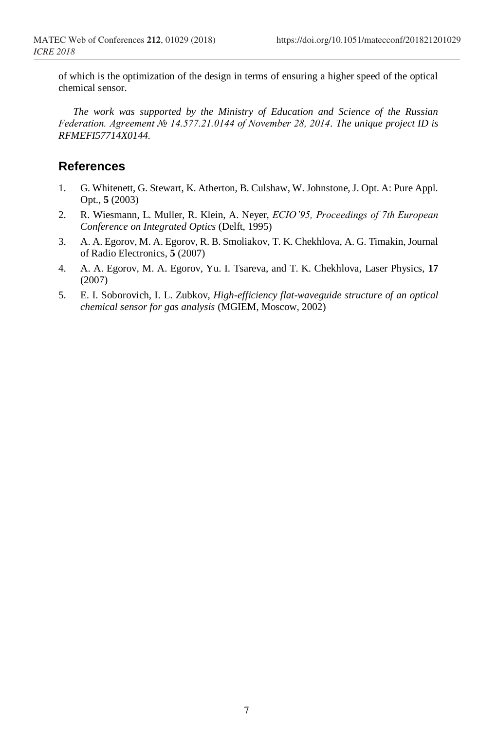of which is the optimization of the design in terms of ensuring a higher speed of the optical chemical sensor.

*The work was supported by the Ministry of Education and Science of the Russian Federation. Agreement № 14.577.21.0144 of November 28, 2014. The unique project ID is RFMEFI57714X0144.*

## References

1. G. Whitenett, G. Stewart, K. Atherton, B. Culshaw, W. Johnstone, J. Opt. A: Pure Appl. Opt., **5** (2003)
2. R. Wiesmann, L. Muller, R. Klein, A. Neyer, *ECIO'95, Proceedings of 7th European Conference on Integrated Optics* (Delft, 1995)
3. A. A. Egorov, M. A. Egorov, R. B. Smoliakov, T. K. Chekhlova, A. G. Timakin, Journal of Radio Electronics, **5** (2007)
4. A. A. Egorov, M. A. Egorov, Yu. I. Tsareva, and T. K. Chekhlova, Laser Physics, **17** (2007)
5. E. I. Soborovich, I. L. Zubkov, *High-efficiency flat-waveguide structure of an optical chemical sensor for gas analysis* (MGIEM, Moscow, 2002)